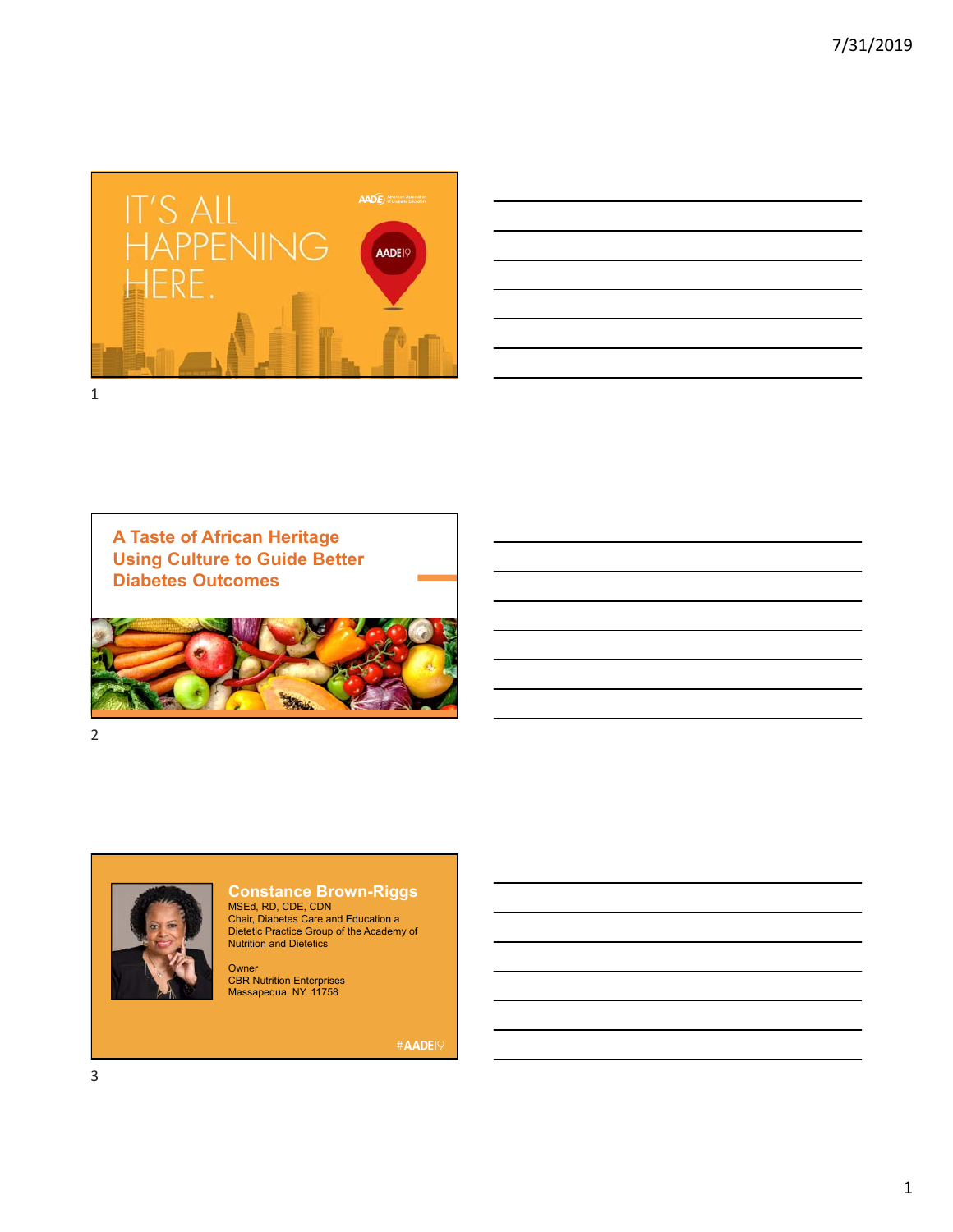IT'S ALL HAPPENING HERE.

AADE19

## A Taste of African Heritage Using Culture to Guide Better Diabetes Outcomes

**Constance Brown-Riggs**
MSEd, RD, CDE, CDN
Chair, Diabetes Care and Education a Dietetic Practice Group of the Academy of Nutrition and Dietetics

Owner
CBR Nutrition Enterprises
Massapequa, NY. 11758

#AADE19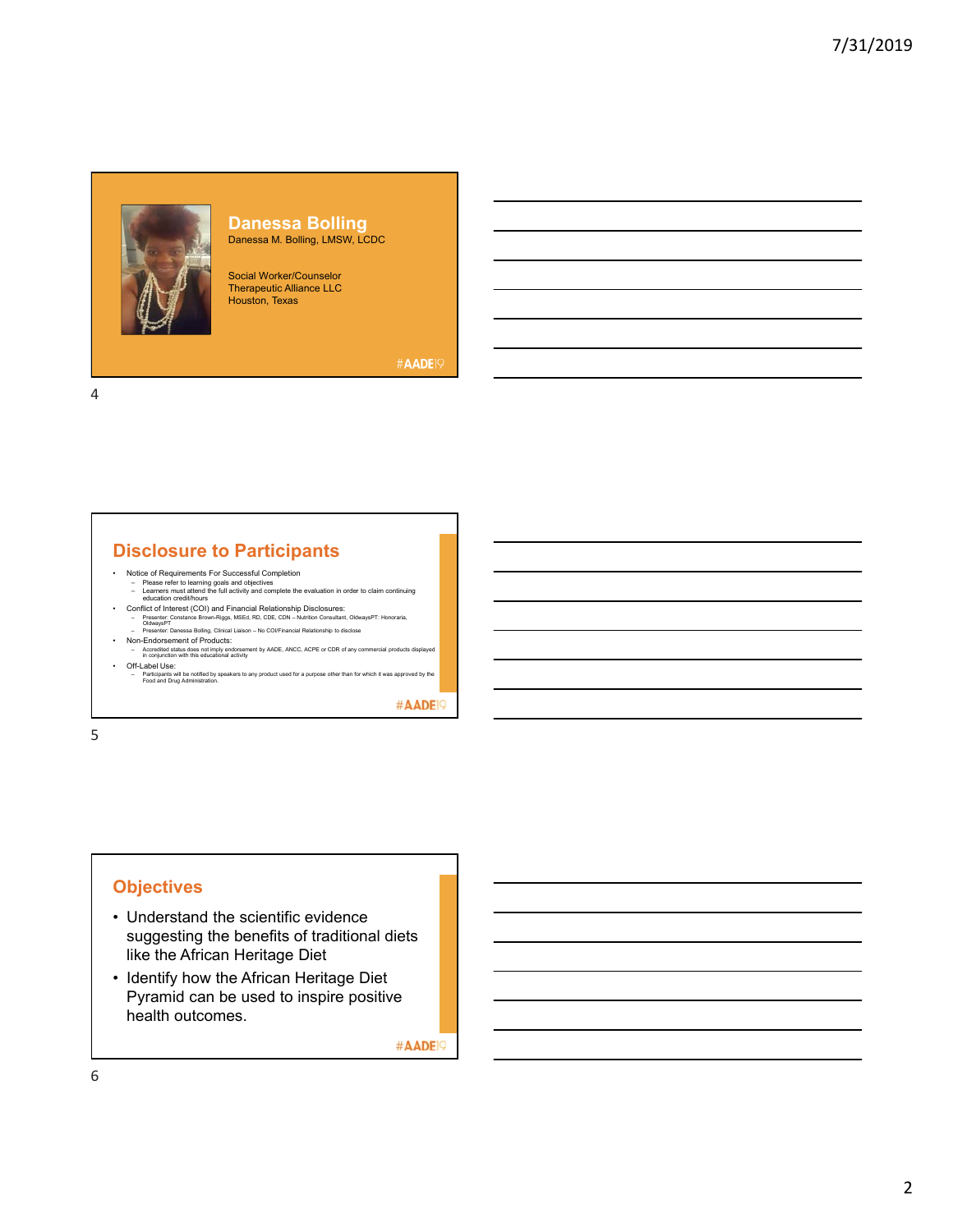## Danessa Bolling

Danessa M. Bolling, LMSW, LCDC

Social Worker/Counselor
Therapeutic Alliance LLC
Houston, Texas

#AADE19

## Disclosure to Participants

- Notice of Requirements For Successful Completion
  - Please refer to learning goals and objectives
  - Learners must attend the full activity and complete the evaluation in order to claim continuing education credit/hours
- Conflict of Interest (COI) and Financial Relationship Disclosures:
  - Presenter: Constance Brown-Riggs, MSEd, RD, CDE, CDN – Nutrition Consultant, OldwaysPT: Honoraria, OldwaysPT
  - Presenter: Danessa Bolling, Clinical Liaison – No COI/Financial Relationship to disclose
- Non-Endorsement of Products:
  - Accredited status does not imply endorsement by AADE, ANCC, ACPE or CDR of any commercial products displayed in conjunction with this educational activity
- Off-Label Use:
  - Participants will be notified by speakers to any product used for a purpose other than for which it was approved by the Food and Drug Administration.

#AADE19

## Objectives

- Understand the scientific evidence suggesting the benefits of traditional diets like the African Heritage Diet
- Identify how the African Heritage Diet Pyramid can be used to inspire positive health outcomes.

#AADE19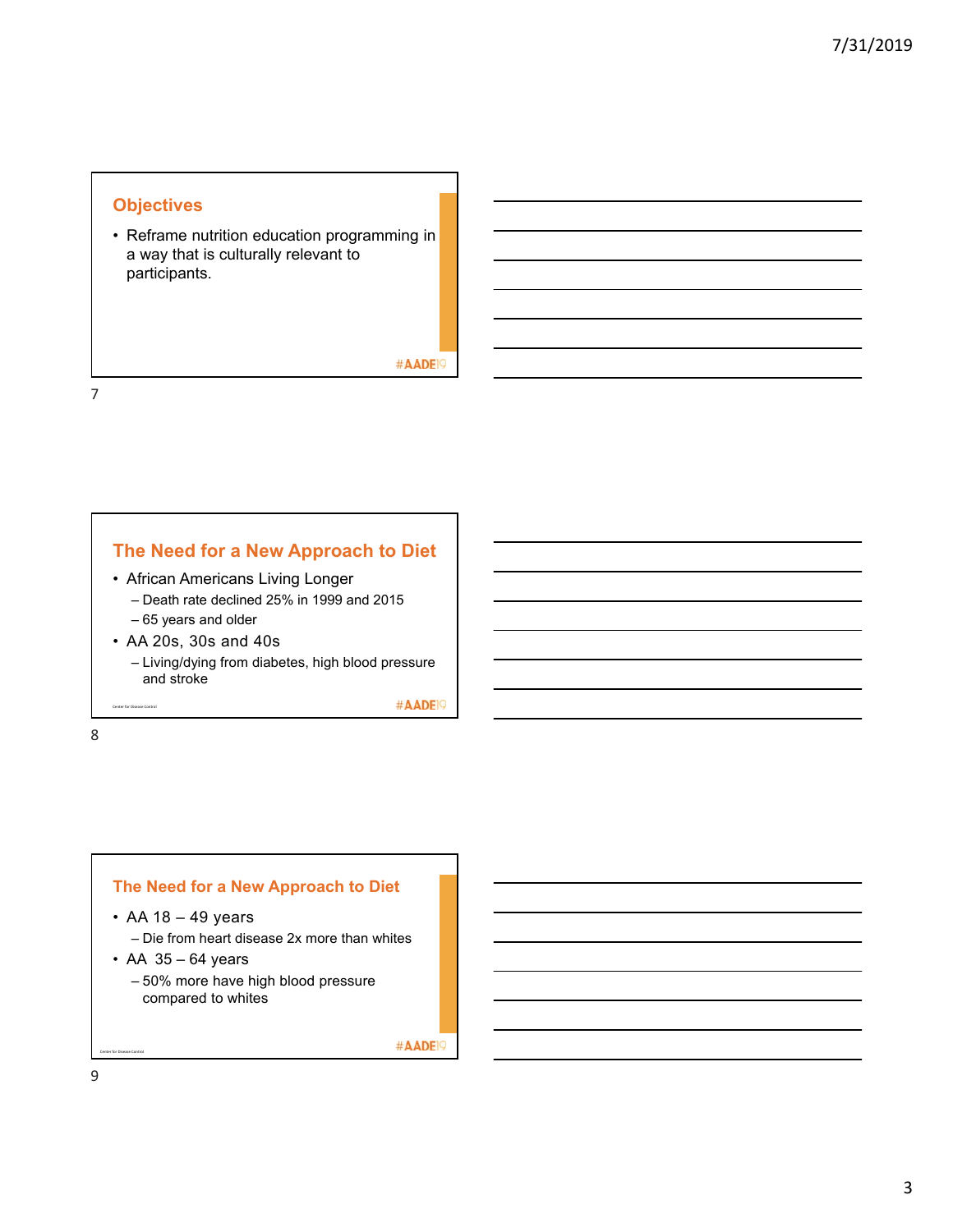## Objectives

- Reframe nutrition education programming in a way that is culturally relevant to participants.

#AADE19

## The Need for a New Approach to Diet

- African Americans Living Longer
  - Death rate declined 25% in 1999 and 2015
  - 65 years and older
- AA 20s, 30s and 40s
  - Living/dying from diabetes, high blood pressure and stroke

Center for Disease Control

#AADE19

## The Need for a New Approach to Diet

- AA 18 – 49 years
  - Die from heart disease 2x more than whites
- AA 35 – 64 years
  - 50% more have high blood pressure compared to whites

Center for Disease Control

#AADE19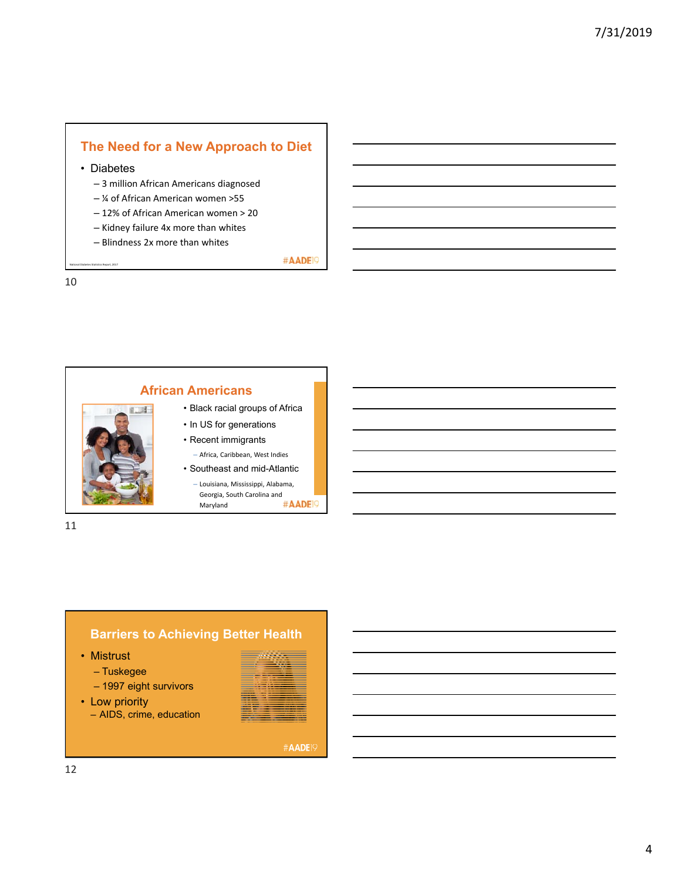## The Need for a New Approach to Diet

- Diabetes
  - 3 million African Americans diagnosed
  - ¼ of African American women >55
  - 12% of African American women > 20
  - Kidney failure 4x more than whites
  - Blindness 2x more than whites

National Diabetes Statistics Report, 2017

#AADE19

## African Americans

- Black racial groups of Africa
- In US for generations
- Recent immigrants
  - Africa, Caribbean, West Indies
- Southeast and mid-Atlantic
  - Louisiana, Mississippi, Alabama, Georgia, South Carolina and Maryland

#AADE19

## Barriers to Achieving Better Health

- Mistrust
  - Tuskegee
  - 1997 eight survivors
- Low priority
  - AIDS, crime, education

#AADE19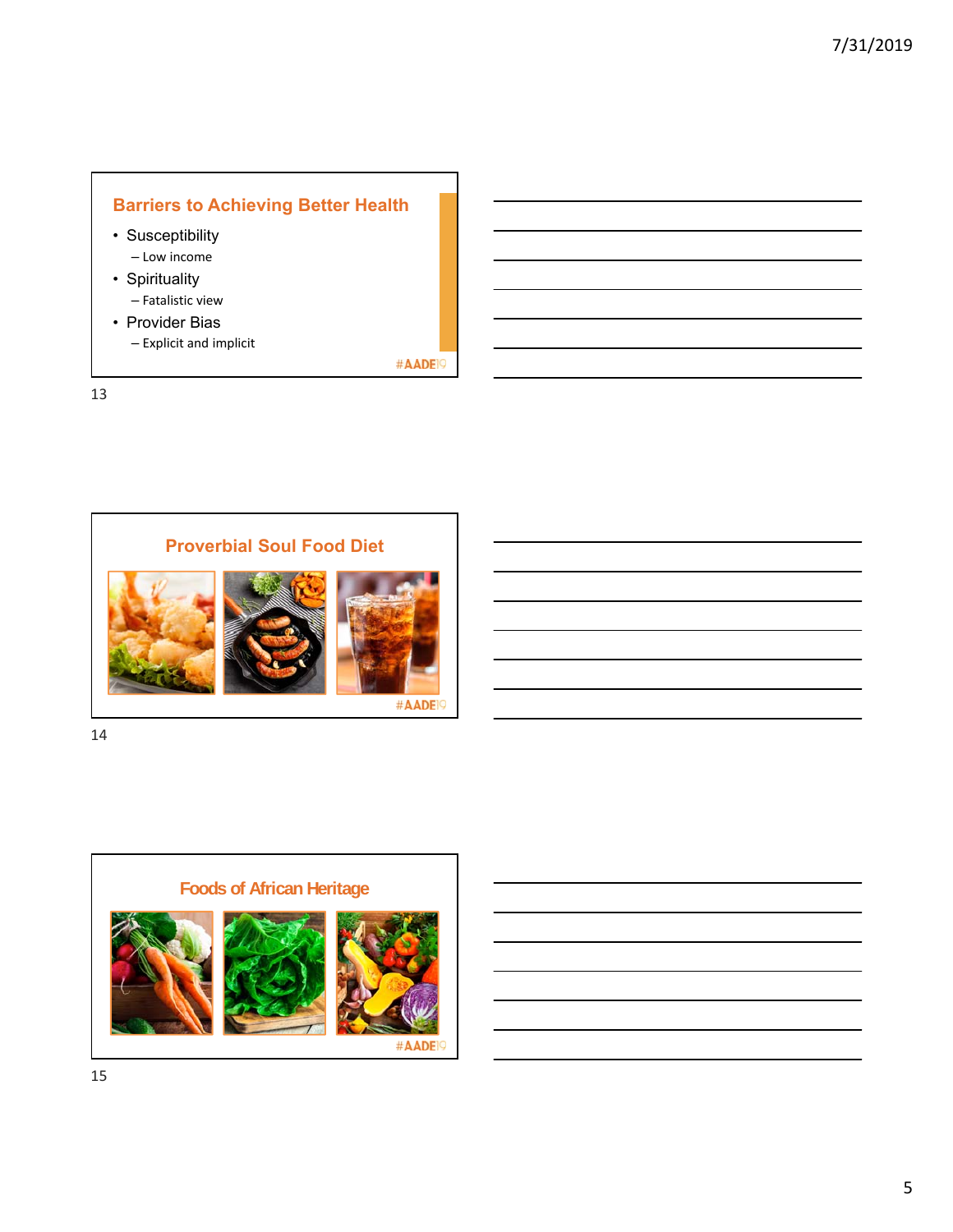## Barriers to Achieving Better Health

- Susceptibility
  - Low income
- Spirituality
  - Fatalistic view
- Provider Bias
  - Explicit and implicit

#AADE19

## Proverbial Soul Food Diet

#AADE19

## Foods of African Heritage

#AADE19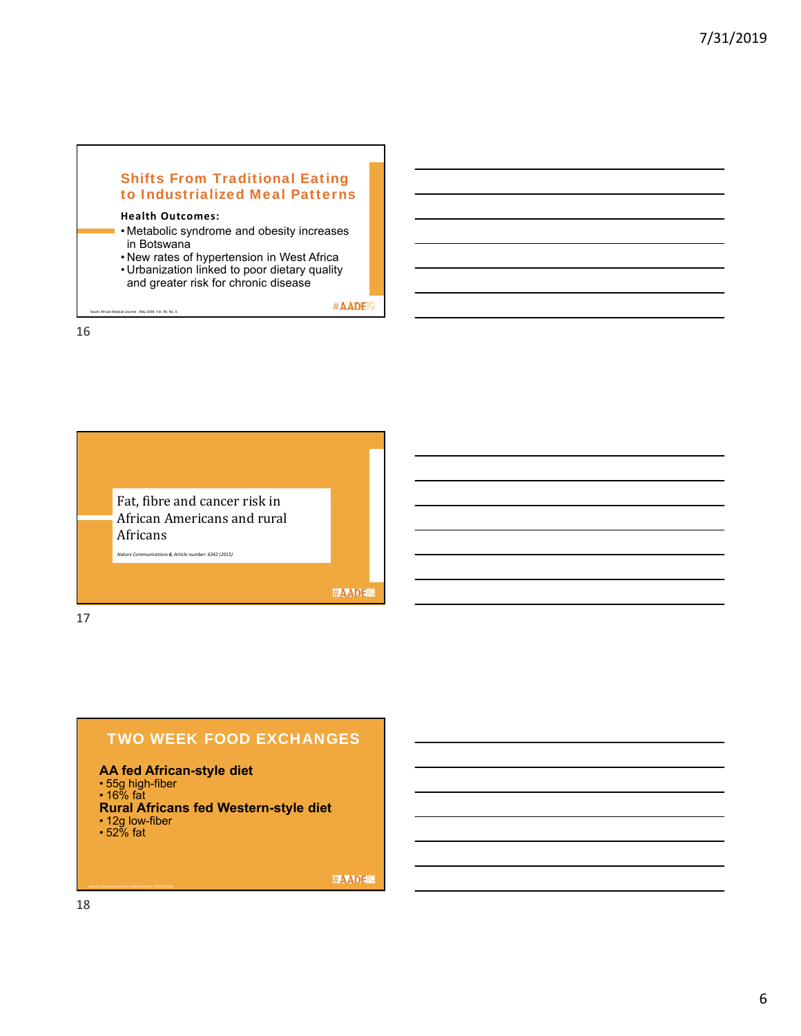## Shifts From Traditional Eating to Industrialized Meal Patterns

**Health Outcomes:**

- Metabolic syndrome and obesity increases in Botswana
- New rates of hypertension in West Africa
- Urbanization linked to poor dietary quality and greater risk for chronic disease

South African Medical Journal , May 2009, Vol. 99, No. 5

#AADE19

---

Fat, fibre and cancer risk in African Americans and rural Africans

*Nature Communications **6**, Article number: 6342 (2015)*

#AADE19

---

## TWO WEEK FOOD EXCHANGES

**AA fed African-style diet**

- 55g high-fiber
- 16% fat

**Rural Africans fed Western-style diet**

- 12g low-fiber
- 52% fat

Nature Communications 6, Article number: 6342 (2015)

#AADE19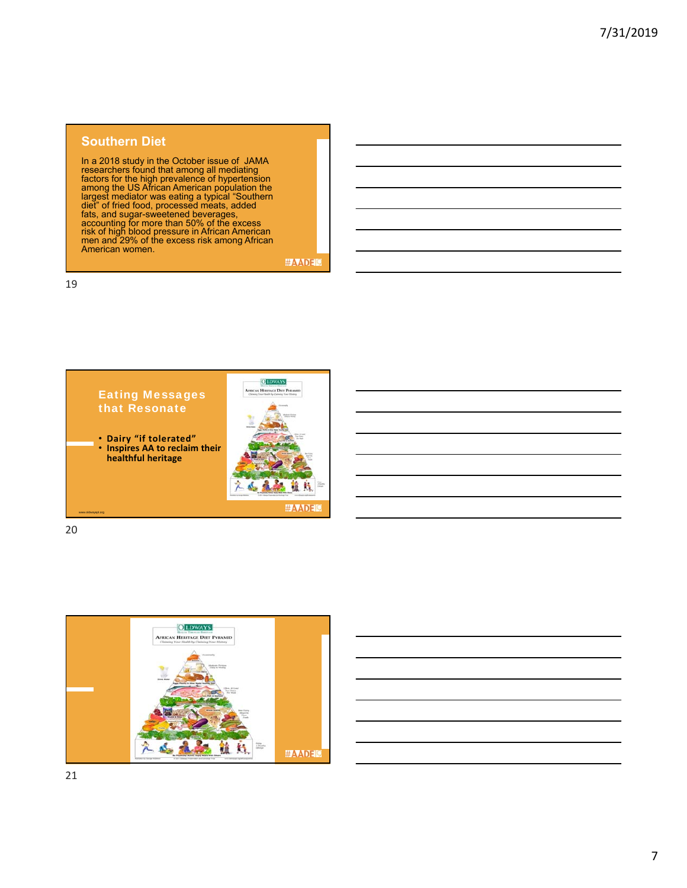## Southern Diet

In a 2018 study in the October issue of JAMA researchers found that among all mediating factors for the high prevalence of hypertension among the US African American population the largest mediator was eating a typical "Southern diet" of fried food, processed meats, added fats, and sugar-sweetened beverages, accounting for more than 50% of the excess risk of high blood pressure in African American men and 29% of the excess risk among African American women.

## Eating Messages that Resonate

- **Dairy "if tolerated"**
- **Inspires AA to reclaim their healthful heritage**

www.oldwayspt.org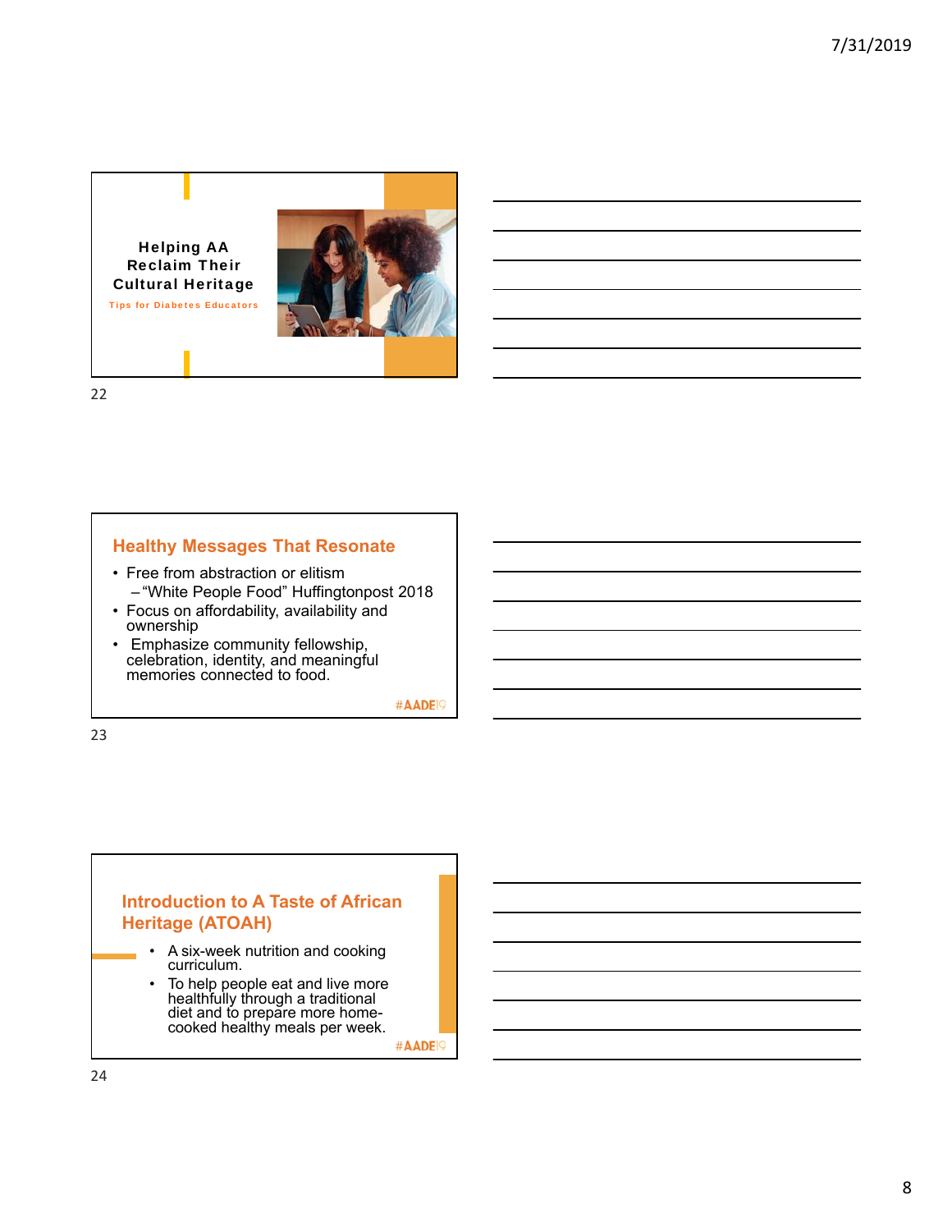## Helping AA Reclaim Their Cultural Heritage

Tips for Diabetes Educators

## Healthy Messages That Resonate

- Free from abstraction or elitism
  - “White People Food” Huffingtonpost 2018
- Focus on affordability, availability and ownership
- Emphasize community fellowship, celebration, identity, and meaningful memories connected to food.

#AADE19

## Introduction to A Taste of African Heritage (ATOAH)

- A six-week nutrition and cooking curriculum.
- To help people eat and live more healthfully through a traditional diet and to prepare more home-cooked healthy meals per week.

#AADE19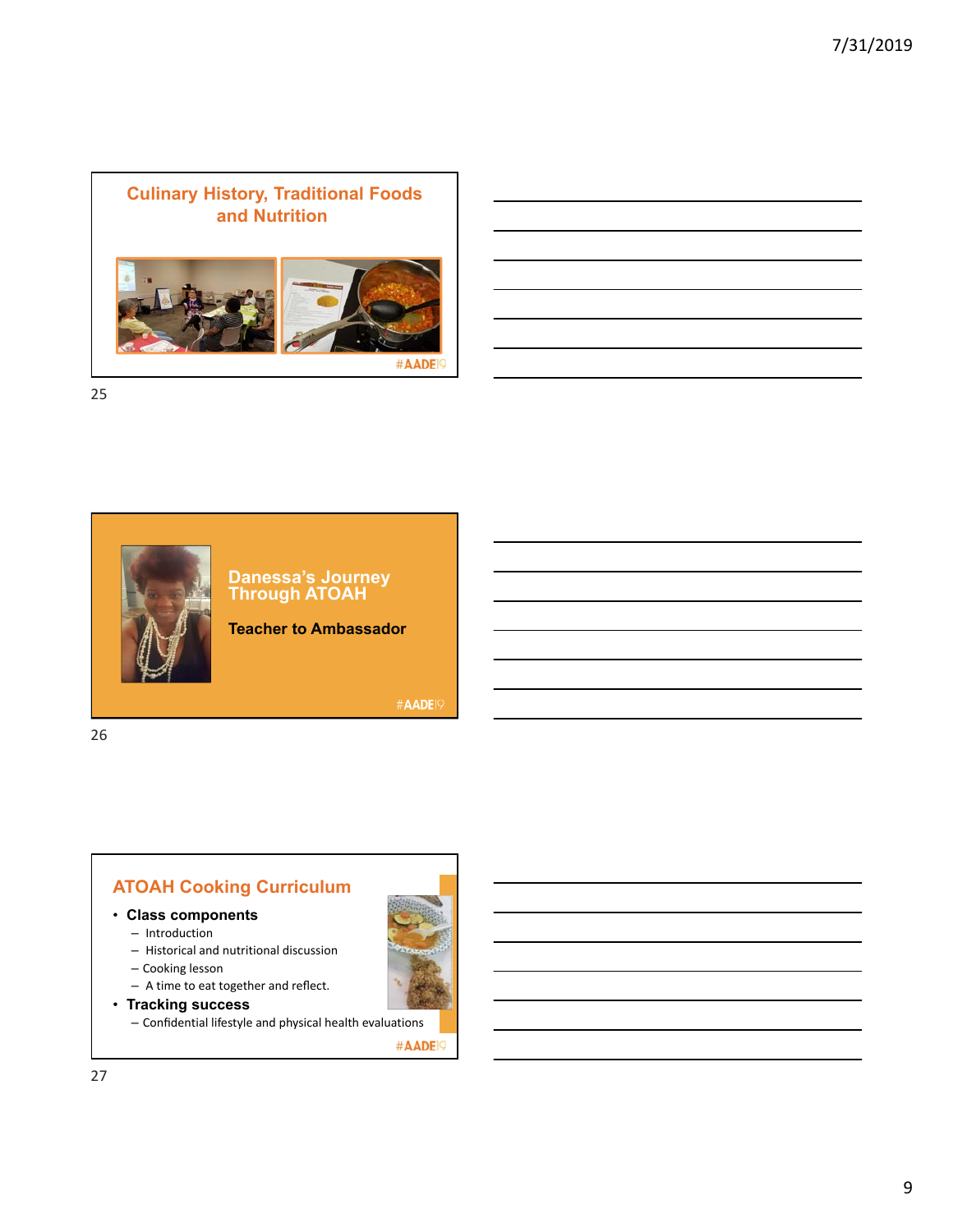## Culinary History, Traditional Foods and Nutrition

#AADE19

## Danessa's Journey Through ATOAH

**Teacher to Ambassador**

#AADE19

## ATOAH Cooking Curriculum

- **Class components**
  - Introduction
  - Historical and nutritional discussion
  - Cooking lesson
  - A time to eat together and reflect.
- **Tracking success**
  - Confidential lifestyle and physical health evaluations

#AADE19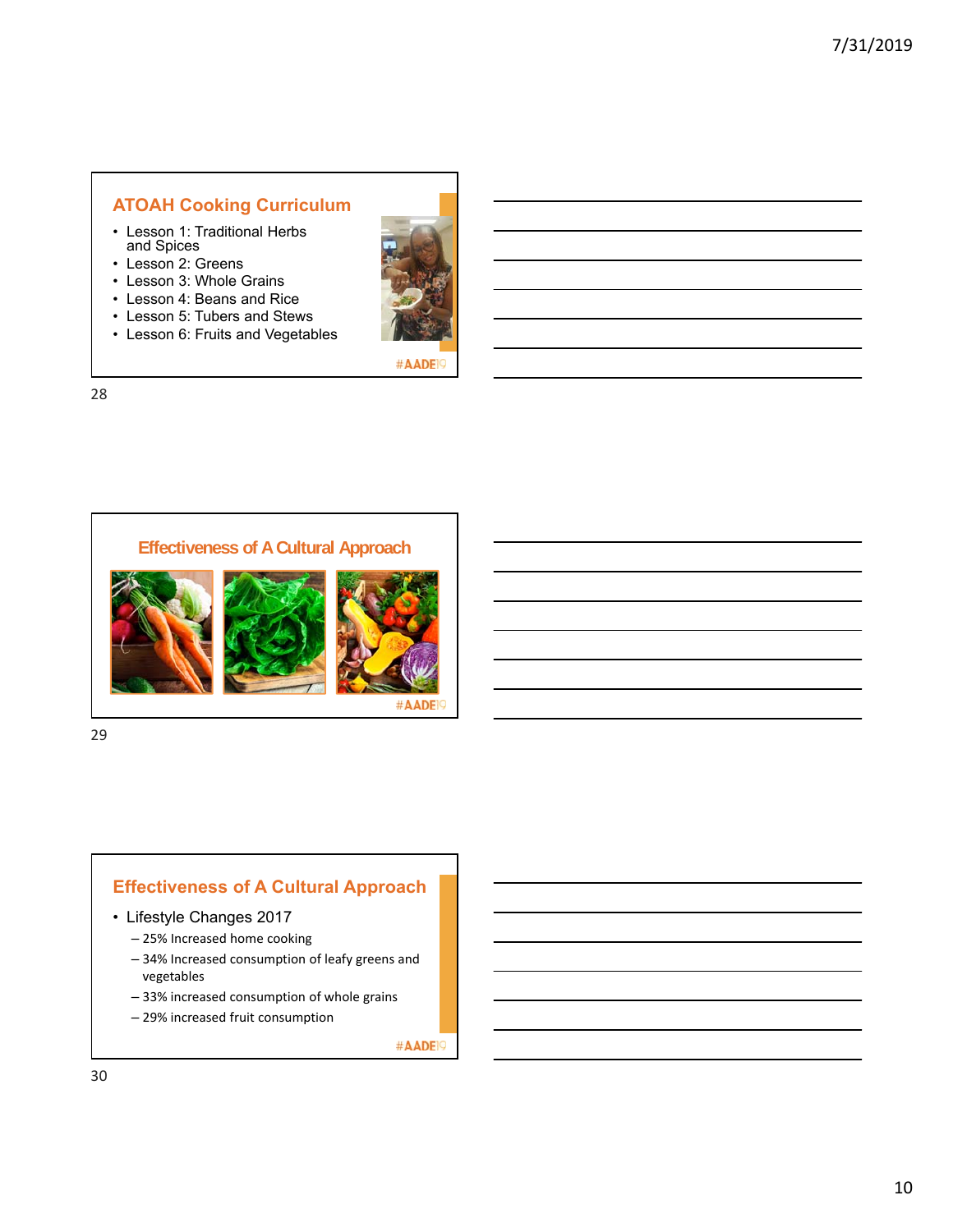## ATOAH Cooking Curriculum

- Lesson 1: Traditional Herbs and Spices
- Lesson 2: Greens
- Lesson 3: Whole Grains
- Lesson 4: Beans and Rice
- Lesson 5: Tubers and Stews
- Lesson 6: Fruits and Vegetables

#AADE19

## Effectiveness of A Cultural Approach

#AADE19

## Effectiveness of A Cultural Approach

- Lifestyle Changes 2017
  - 25% Increased home cooking
  - 34% Increased consumption of leafy greens and vegetables
  - 33% increased consumption of whole grains
  - 29% increased fruit consumption

#AADE19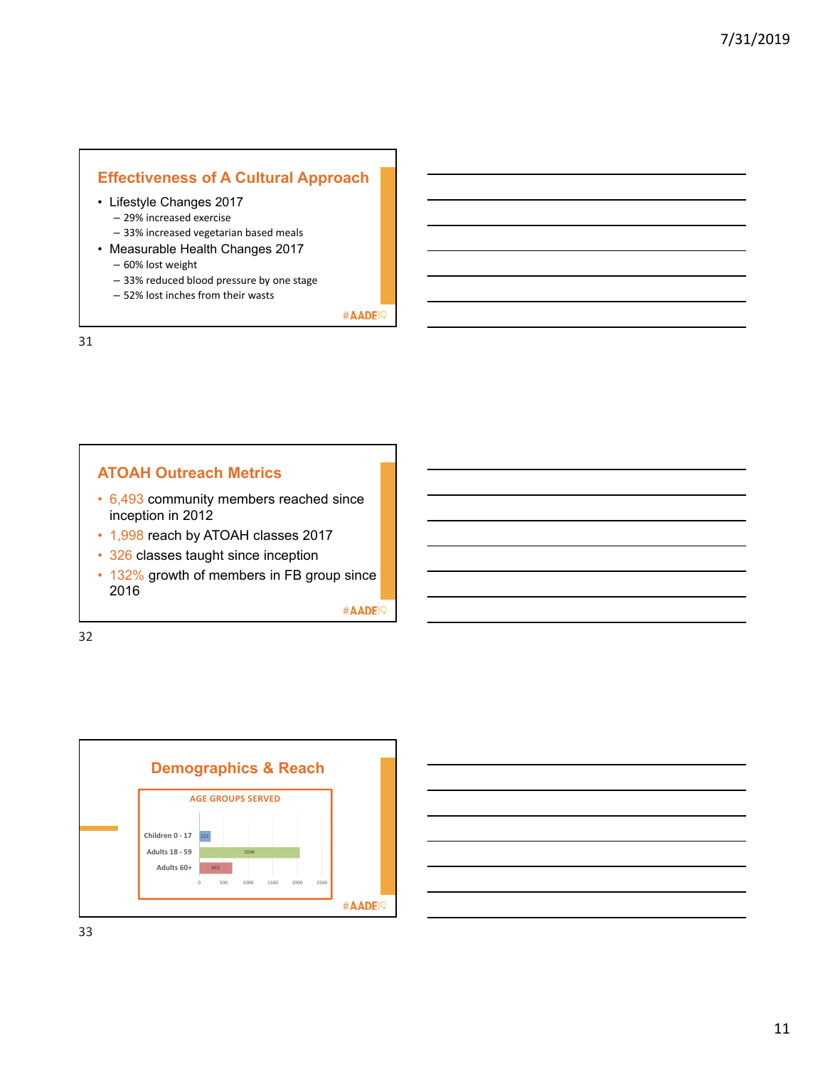## Effectiveness of A Cultural Approach

- Lifestyle Changes 2017
  - 29% increased exercise
  - 33% increased vegetarian based meals
- Measurable Health Changes 2017
  - 60% lost weight
  - 33% reduced blood pressure by one stage
  - 52% lost inches from their wasts

#AADE19

## ATOAH Outreach Metrics

- 6,493 community members reached since inception in 2012
- 1,998 reach by ATOAH classes 2017
- 326 classes taught since inception
- 132% growth of members in FB group since 2016

#AADE19

## Demographics & Reach

AGE GROUPS SERVED

| Age Group | Count |
|---|---|
| Children 0 - 17 | 225 |
| Adults 18 - 59 | 2046 |
| Adults 60+ | 663 |

#AADE19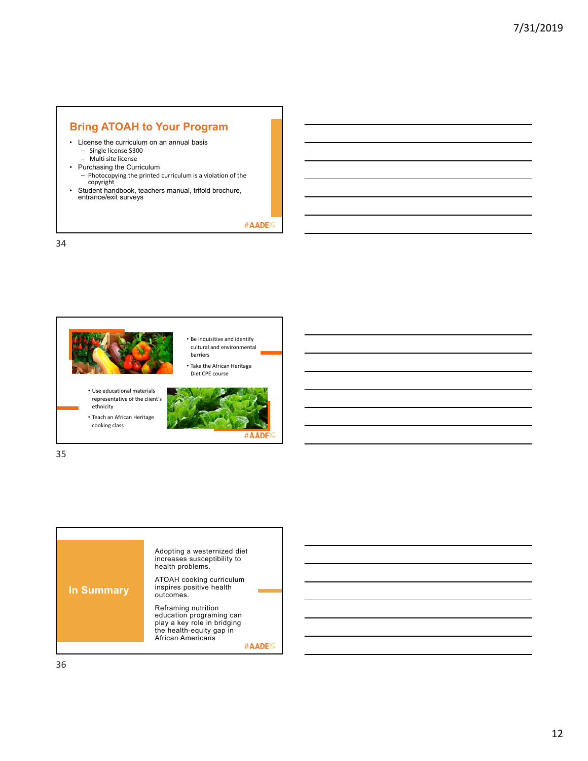## Bring ATOAH to Your Program

- License the curriculum on an annual basis
  - Single license $300
  - Multi site license
- Purchasing the Curriculum
  - Photocopying the printed curriculum is a violation of the copyright
- Student handbook, teachers manual, trifold brochure, entrance/exit surveys

#AADE19

- Be inquisitive and identify cultural and environmental barriers
- Take the African Heritage Diet CPE course
- Use educational materials representative of the client's ethnicity
- Teach an African Heritage cooking class

#AADE19

## In Summary

Adopting a westernized diet increases susceptibility to health problems.

ATOAH cooking curriculum inspires positive health outcomes.

Reframing nutrition education programing can play a key role in bridging the health-equity gap in African Americans

#AADE19